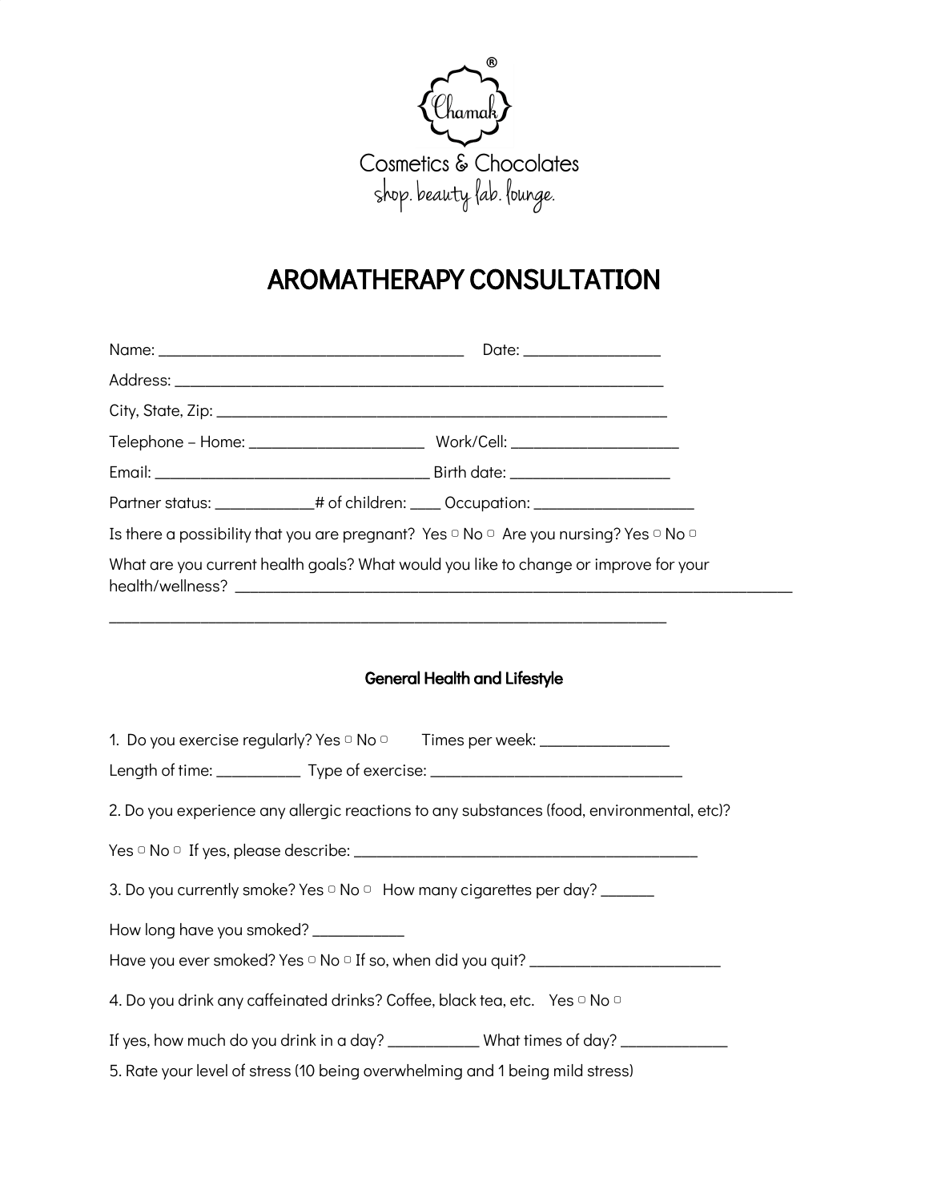Chamak®

Cosmetics & Chocolates

shop. beauty lab. lounge.

# AROMATHERAPY CONSULTATION

Name: ______________________________________ Date: _________________

Address: ____________________________________________________________

City, State, Zip: _______________________________________________________

Telephone – Home: ______________________ Work/Cell: _____________________

Email: __________________________________ Birth date: ____________________

Partner status: ____________# of children: ____ Occupation: ____________________

Is there a possibility that you are pregnant? Yes ▢ No ▢ Are you nursing? Yes ▢ No ▢

What are you current health goals? What would you like to change or improve for your health/wellness? ______________________________________________________________________

______________________________________________________________________

## General Health and Lifestyle

1. Do you exercise regularly? Yes ▢ No ▢ Times per week: ________________

Length of time: __________ Type of exercise: _______________________________

2. Do you experience any allergic reactions to any substances (food, environmental, etc)?

Yes ▢ No ▢ If yes, please describe: ___________________________________________

3. Do you currently smoke? Yes ▢ No ▢ How many cigarettes per day? _______

How long have you smoked? ___________

Have you ever smoked? Yes ▢ No ▢ If so, when did you quit? ________________________

4. Do you drink any caffeinated drinks? Coffee, black tea, etc. Yes ▢ No ▢

If yes, how much do you drink in a day? ___________ What times of day? _____________

5. Rate your level of stress (10 being overwhelming and 1 being mild stress)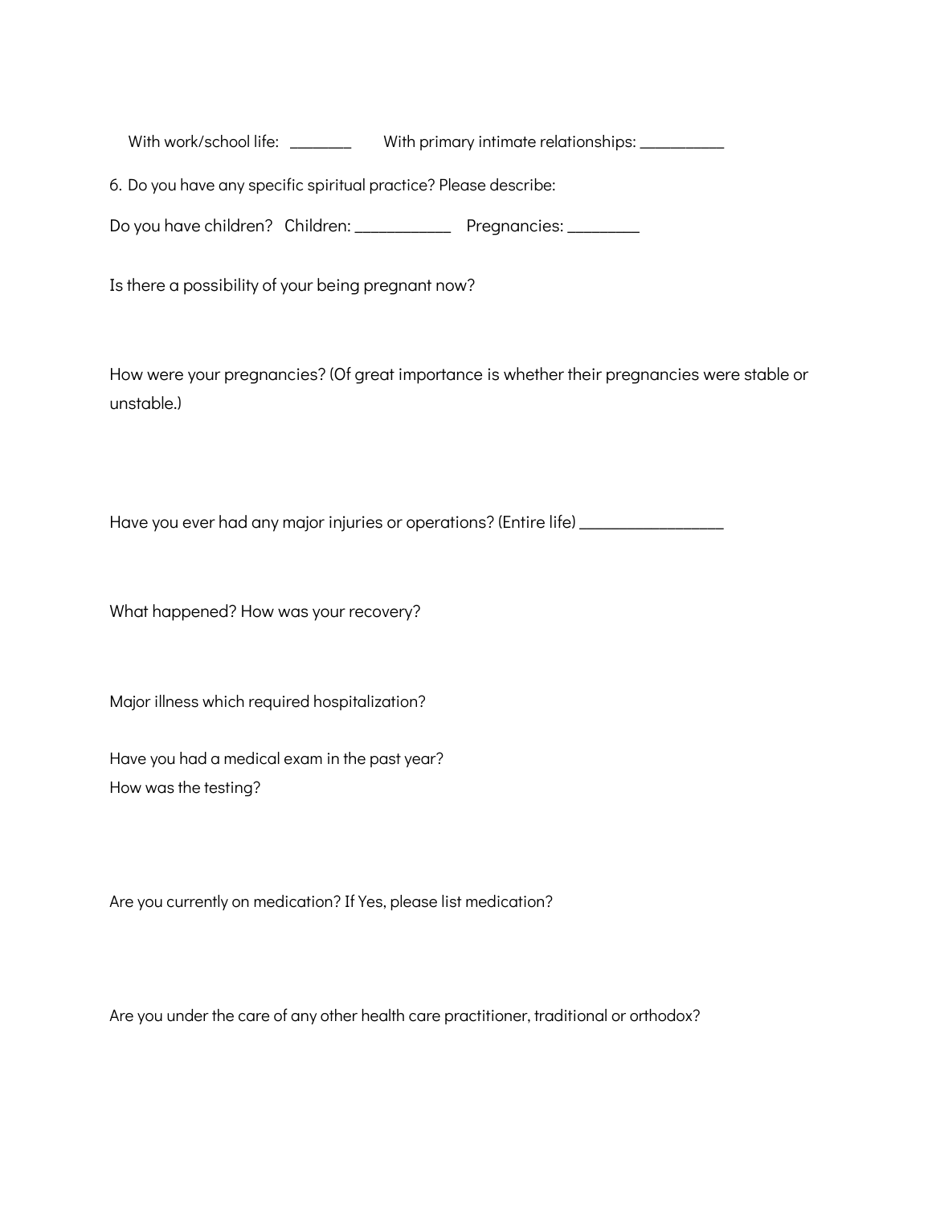With work/school life: _______ With primary intimate relationships: __________

6. Do you have any specific spiritual practice? Please describe:

Do you have children? Children: ___________ Pregnancies: ________

Is there a possibility of your being pregnant now?

How were your pregnancies? (Of great importance is whether their pregnancies were stable or unstable.)

Have you ever had any major injuries or operations? (Entire life) _________________

What happened? How was your recovery?

Major illness which required hospitalization?

Have you had a medical exam in the past year?
How was the testing?

Are you currently on medication? If Yes, please list medication?

Are you under the care of any other health care practitioner, traditional or orthodox?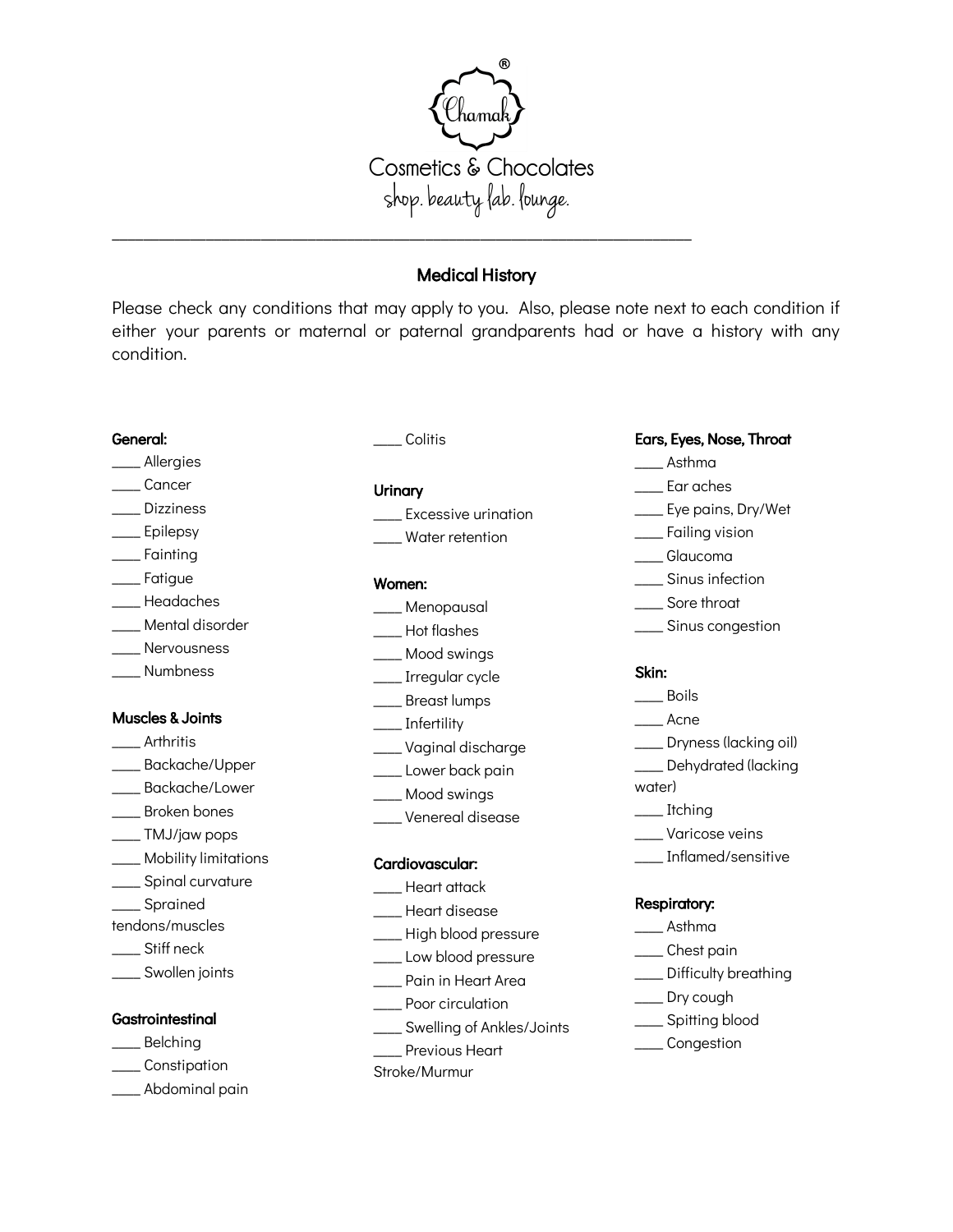Chamak®

Cosmetics & Chocolates

shop. beauty lab. lounge.

---

## Medical History

Please check any conditions that may apply to you. Also, please note next to each condition if either your parents or maternal or paternal grandparents had or have a history with any condition.

**General:**

____ Allergies
____ Cancer
____ Dizziness
____ Epilepsy
____ Fainting
____ Fatigue
____ Headaches
____ Mental disorder
____ Nervousness
____ Numbness

**Muscles & Joints**

____ Arthritis
____ Backache/Upper
____ Backache/Lower
____ Broken bones
____ TMJ/jaw pops
____ Mobility limitations
____ Spinal curvature
____ Sprained tendons/muscles
____ Stiff neck
____ Swollen joints

**Gastrointestinal**

____ Belching
____ Constipation
____ Abdominal pain
____ Colitis

**Urinary**

____ Excessive urination
____ Water retention

**Women:**

____ Menopausal
____ Hot flashes
____ Mood swings
____ Irregular cycle
____ Breast lumps
____ Infertility
____ Vaginal discharge
____ Lower back pain
____ Mood swings
____ Venereal disease

**Cardiovascular:**

____ Heart attack
____ Heart disease
____ High blood pressure
____ Low blood pressure
____ Pain in Heart Area
____ Poor circulation
____ Swelling of Ankles/Joints
____ Previous Heart Stroke/Murmur

**Ears, Eyes, Nose, Throat**

____ Asthma
____ Ear aches
____ Eye pains, Dry/Wet
____ Failing vision
____ Glaucoma
____ Sinus infection
____ Sore throat
____ Sinus congestion

**Skin:**

____ Boils
____ Acne
____ Dryness (lacking oil)
____ Dehydrated (lacking water)
____ Itching
____ Varicose veins
____ Inflamed/sensitive

**Respiratory:**

____ Asthma
____ Chest pain
____ Difficulty breathing
____ Dry cough
____ Spitting blood
____ Congestion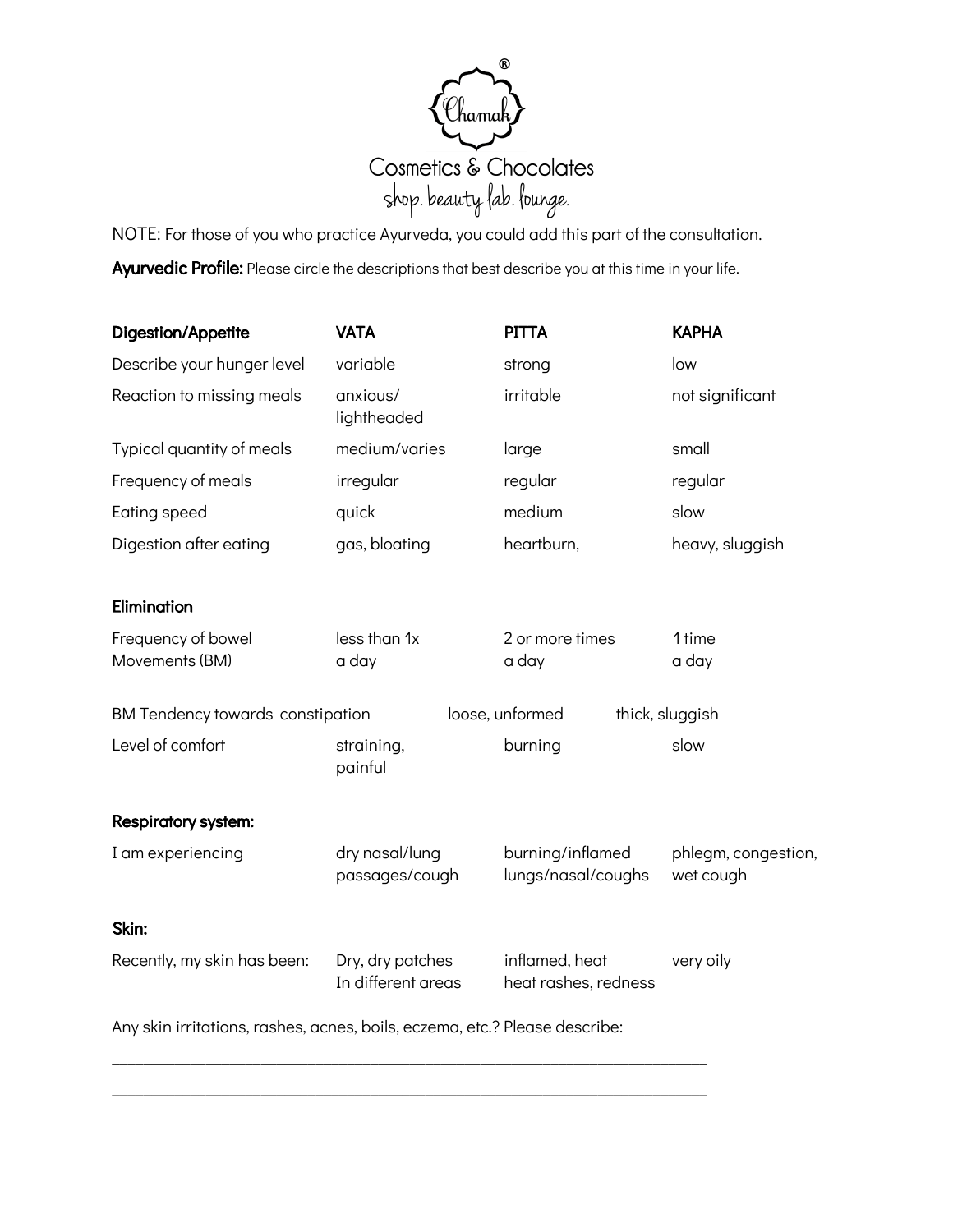Chamak®

Cosmetics & Chocolates

shop. beauty lab. lounge.

NOTE: For those of you who practice Ayurveda, you could add this part of the consultation.

**Ayurvedic Profile:** Please circle the descriptions that best describe you at this time in your life.

| **Digestion/Appetite** | **VATA** | **PITTA** | **KAPHA** |
| --- | --- | --- | --- |
| Describe your hunger level | variable | strong | low |
| Reaction to missing meals | anxious/ lightheaded | irritable | not significant |
| Typical quantity of meals | medium/varies | large | small |
| Frequency of meals | irregular | regular | regular |
| Eating speed | quick | medium | slow |
| Digestion after eating | gas, bloating | heartburn, | heavy, sluggish |

**Elimination**

| | | | |
| --- | --- | --- | --- |
| Frequency of bowel Movements (BM) | less than 1x a day | 2 or more times a day | 1 time a day |
| BM Tendency | towards constipation | loose, unformed | thick, sluggish |
| Level of comfort | straining, painful | burning | slow |

**Respiratory system:**

| | | | |
| --- | --- | --- | --- |
| I am experiencing | dry nasal/lung passages/cough | burning/inflamed lungs/nasal/coughs | phlegm, congestion, wet cough |

**Skin:**

| | | | |
| --- | --- | --- | --- |
| Recently, my skin has been: | Dry, dry patches In different areas | inflamed, heat heat rashes, redness | very oily |

Any skin irritations, rashes, acnes, boils, eczema, etc.? Please describe:

_______________________________________________________________________

_______________________________________________________________________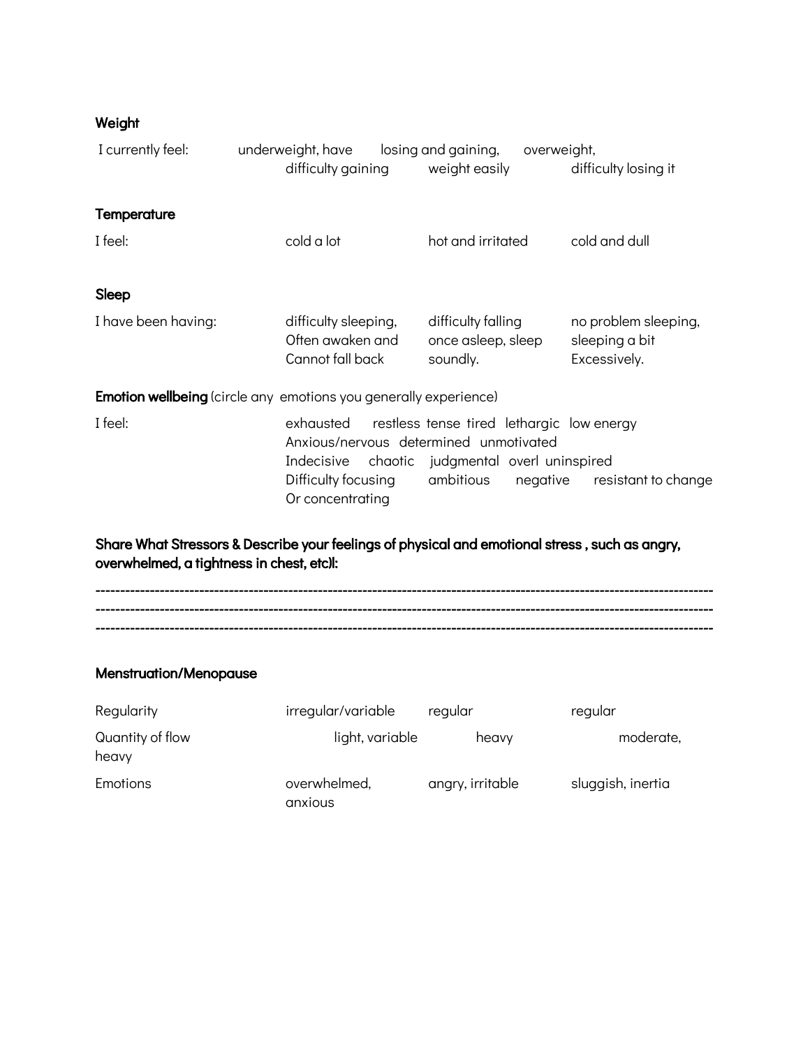**Weight**

| | | | |
|---|---|---|---|
| I currently feel: | underweight, have difficulty gaining | losing and gaining, weight easily | overweight, difficulty losing it |

**Temperature**

| | | | |
|---|---|---|---|
| I feel: | cold a lot | hot and irritated | cold and dull |

**Sleep**

| | | | |
|---|---|---|---|
| I have been having: | difficulty sleeping, Often awaken and Cannot fall back | difficulty falling once asleep, sleep soundly. | no problem sleeping, sleeping a bit Excessively. |

**Emotion wellbeing** (circle any emotions you generally experience)

I feel:

exhausted restless tense tired lethargic low energy
Anxious/nervous determined unmotivated
Indecisive chaotic judgmental overl uninspired
Difficulty focusing Or concentrating ambitious negative resistant to change

**Share What Stressors & Describe your feelings of physical and emotional stress , such as angry, overwhelmed, a tightness in chest, etc):**

---------------------------------------------------------------------------------------------------------------------------
---------------------------------------------------------------------------------------------------------------------------
---------------------------------------------------------------------------------------------------------------------------

**Menstruation/Menopause**

| | | | |
|---|---|---|---|
| Regularity | irregular/variable | regular | regular |
| Quantity of flow heavy | light, variable | heavy | moderate, |
| Emotions | overwhelmed, anxious | angry, irritable | sluggish, inertia |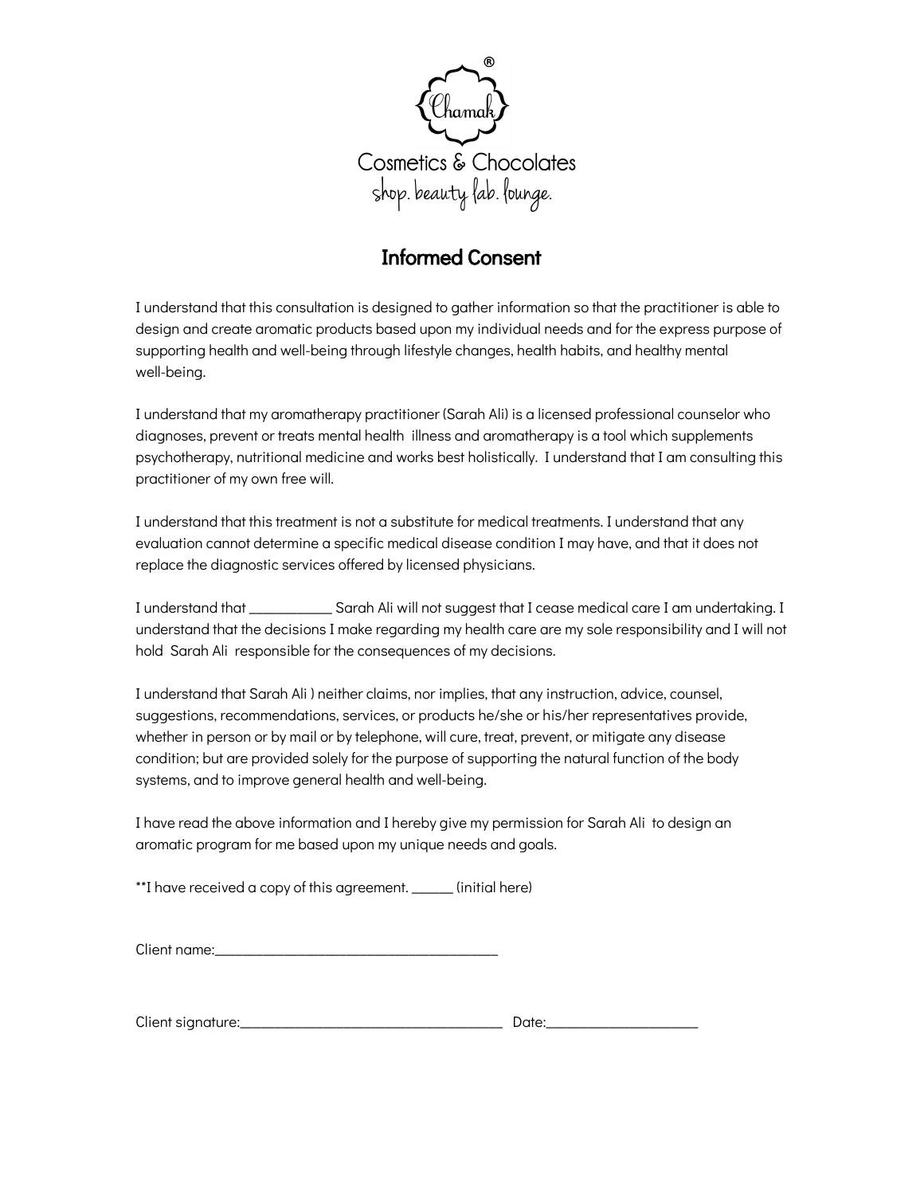Chamak®

Cosmetics & Chocolates

shop. beauty lab. lounge.

# Informed Consent

I understand that this consultation is designed to gather information so that the practitioner is able to design and create aromatic products based upon my individual needs and for the express purpose of supporting health and well-being through lifestyle changes, health habits, and healthy mental well-being.

I understand that my aromatherapy practitioner (Sarah Ali) is a licensed professional counselor who diagnoses, prevent or treats mental health illness and aromatherapy is a tool which supplements psychotherapy, nutritional medicine and works best holistically. I understand that I am consulting this practitioner of my own free will.

I understand that this treatment is not a substitute for medical treatments. I understand that any evaluation cannot determine a specific medical disease condition I may have, and that it does not replace the diagnostic services offered by licensed physicians.

I understand that ___________ Sarah Ali will not suggest that I cease medical care I am undertaking. I understand that the decisions I make regarding my health care are my sole responsibility and I will not hold Sarah Ali responsible for the consequences of my decisions.

I understand that Sarah Ali ) neither claims, nor implies, that any instruction, advice, counsel, suggestions, recommendations, services, or products he/she or his/her representatives provide, whether in person or by mail or by telephone, will cure, treat, prevent, or mitigate any disease condition; but are provided solely for the purpose of supporting the natural function of the body systems, and to improve general health and well-being.

I have read the above information and I hereby give my permission for Sarah Ali to design an aromatic program for me based upon my unique needs and goals.

**I have received a copy of this agreement. ______ (initial here)

Client name:_______________________________________

Client signature:_____________________________________ Date:_____________________